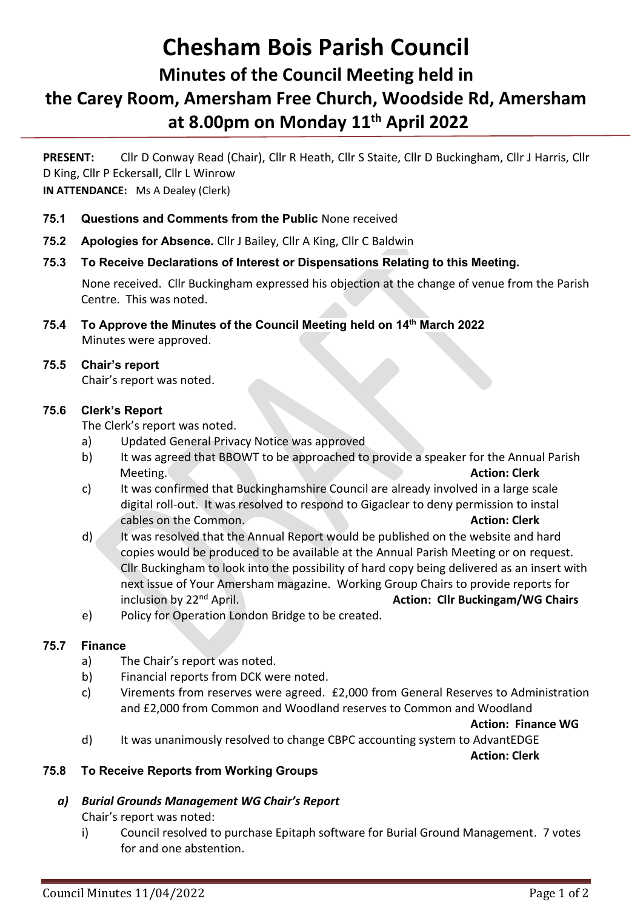# Chesham Bois Parish Council

## Minutes of the Council Meeting held in the Carey Room, Amersham Free Church, Woodside Rd, Amersham at 8.00pm on Monday 11th April 2022

**PRESENT:** Cllr D Conway Read (Chair), Cllr R Heath, Cllr S Staite, Cllr D Buckingham, Cllr J Harris, Cllr D King, Cllr P Eckersall, Cllr L Winrow

**IN ATTENDANCE:** Ms A Dealey (Clerk)

**75.1 Questions and Comments from the Public** None received

**75.2 Apologies for Absence.** Cllr J Bailey, Cllr A King, Cllr C Baldwin

**75.3 To Receive Declarations of Interest or Dispensations Relating to this Meeting.**

None received. Cllr Buckingham expressed his objection at the change of venue from the Parish Centre. This was noted.

**75.4 To Approve the Minutes of the Council Meeting held on 14th March 2022**

Minutes were approved.

**75.5 Chair's report**

Chair's report was noted.

**75.6 Clerk's Report**

The Clerk's report was noted.

a) Updated General Privacy Notice was approved

b) It was agreed that BBOWT to be approached to provide a speaker for the Annual Parish Meeting. **Action: Clerk**

c) It was confirmed that Buckinghamshire Council are already involved in a large scale digital roll-out. It was resolved to respond to Gigaclear to deny permission to instal cables on the Common. **Action: Clerk**

d) It was resolved that the Annual Report would be published on the website and hard copies would be produced to be available at the Annual Parish Meeting or on request. Cllr Buckingham to look into the possibility of hard copy being delivered as an insert with next issue of Your Amersham magazine. Working Group Chairs to provide reports for inclusion by 22nd April. **Action: Cllr Buckingam/WG Chairs**

e) Policy for Operation London Bridge to be created.

**75.7 Finance**

a) The Chair's report was noted.

b) Financial reports from DCK were noted.

c) Virements from reserves were agreed. £2,000 from General Reserves to Administration and £2,000 from Common and Woodland reserves to Common and Woodland **Action: Finance WG**

d) It was unanimously resolved to change CBPC accounting system to AdvantEDGE **Action: Clerk**

**75.8 To Receive Reports from Working Groups**

***a) Burial Grounds Management WG Chair's Report***

Chair's report was noted:

i) Council resolved to purchase Epitaph software for Burial Ground Management. 7 votes for and one abstention.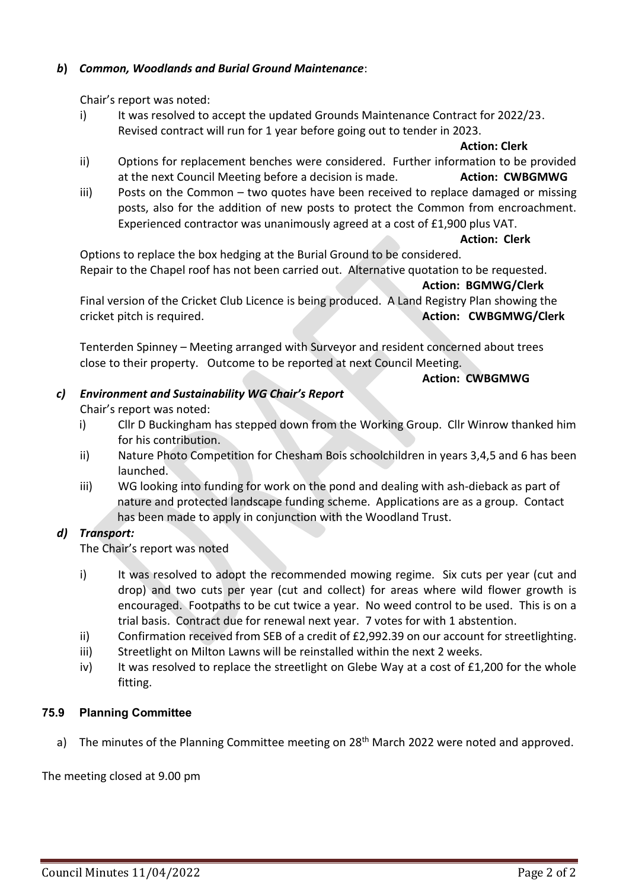***b*) *Common, Woodlands and Burial Ground Maintenance*:**

Chair's report was noted:

i) It was resolved to accept the updated Grounds Maintenance Contract for 2022/23. Revised contract will run for 1 year before going out to tender in 2023.

**Action: Clerk**

ii) Options for replacement benches were considered. Further information to be provided at the next Council Meeting before a decision is made. **Action: CWBGMWG**

iii) Posts on the Common – two quotes have been received to replace damaged or missing posts, also for the addition of new posts to protect the Common from encroachment. Experienced contractor was unanimously agreed at a cost of £1,900 plus VAT.

**Action: Clerk**

Options to replace the box hedging at the Burial Ground to be considered.
Repair to the Chapel roof has not been carried out. Alternative quotation to be requested.

**Action: BGMWG/Clerk**

Final version of the Cricket Club Licence is being produced. A Land Registry Plan showing the cricket pitch is required. **Action: CWBGMWG/Clerk**

Tenterden Spinney – Meeting arranged with Surveyor and resident concerned about trees close to their property. Outcome to be reported at next Council Meeting.

**Action: CWBGMWG**

***c) Environment and Sustainability WG Chair's Report***

Chair's report was noted:

i) Cllr D Buckingham has stepped down from the Working Group. Cllr Winrow thanked him for his contribution.

ii) Nature Photo Competition for Chesham Bois schoolchildren in years 3,4,5 and 6 has been launched.

iii) WG looking into funding for work on the pond and dealing with ash-dieback as part of nature and protected landscape funding scheme. Applications are as a group. Contact has been made to apply in conjunction with the Woodland Trust.

***d) Transport:***

The Chair's report was noted

i) It was resolved to adopt the recommended mowing regime. Six cuts per year (cut and drop) and two cuts per year (cut and collect) for areas where wild flower growth is encouraged. Footpaths to be cut twice a year. No weed control to be used. This is on a trial basis. Contract due for renewal next year. 7 votes for with 1 abstention.

ii) Confirmation received from SEB of a credit of £2,992.39 on our account for streetlighting.

iii) Streetlight on Milton Lawns will be reinstalled within the next 2 weeks.

iv) It was resolved to replace the streetlight on Glebe Way at a cost of £1,200 for the whole fitting.

### 75.9 Planning Committee

a) The minutes of the Planning Committee meeting on 28th March 2022 were noted and approved.

The meeting closed at 9.00 pm